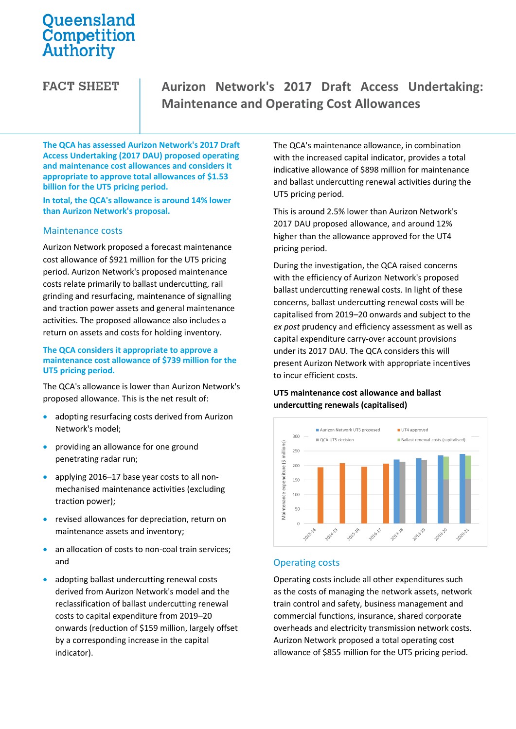# Queensland Competition Authority

**FACT SHEET**

# Aurizon Network's 2017 Draft Access Undertaking: Maintenance and Operating Cost Allowances

**The QCA has assessed Aurizon Network's 2017 Draft Access Undertaking (2017 DAU) proposed operating and maintenance cost allowances and considers it appropriate to approve total allowances of $1.53 billion for the UT5 pricing period.**

**In total, the QCA's allowance is around 14% lower than Aurizon Network's proposal.**

## Maintenance costs

Aurizon Network proposed a forecast maintenance cost allowance of $921 million for the UT5 pricing period. Aurizon Network's proposed maintenance costs relate primarily to ballast undercutting, rail grinding and resurfacing, maintenance of signalling and traction power assets and general maintenance activities. The proposed allowance also includes a return on assets and costs for holding inventory.

**The QCA considers it appropriate to approve a maintenance cost allowance of $739 million for the UT5 pricing period.**

The QCA's allowance is lower than Aurizon Network's proposed allowance. This is the net result of:

- adopting resurfacing costs derived from Aurizon Network's model;
- providing an allowance for one ground penetrating radar run;
- applying 2016–17 base year costs to all non-mechanised maintenance activities (excluding traction power);
- revised allowances for depreciation, return on maintenance assets and inventory;
- an allocation of costs to non-coal train services; and
- adopting ballast undercutting renewal costs derived from Aurizon Network's model and the reclassification of ballast undercutting renewal costs to capital expenditure from 2019–20 onwards (reduction of $159 million, largely offset by a corresponding increase in the capital indicator).

The QCA's maintenance allowance, in combination with the increased capital indicator, provides a total indicative allowance of $898 million for maintenance and ballast undercutting renewal activities during the UT5 pricing period.

This is around 2.5% lower than Aurizon Network's 2017 DAU proposed allowance, and around 12% higher than the allowance approved for the UT4 pricing period.

During the investigation, the QCA raised concerns with the efficiency of Aurizon Network's proposed ballast undercutting renewal costs. In light of these concerns, ballast undercutting renewal costs will be capitalised from 2019–20 onwards and subject to the *ex post* prudency and efficiency assessment as well as capital expenditure carry-over account provisions under its 2017 DAU. The QCA considers this will present Aurizon Network with appropriate incentives to incur efficient costs.

**UT5 maintenance cost allowance and ballast undercutting renewals (capitalised)**

## Operating costs

Operating costs include all other expenditures such as the costs of managing the network assets, network train control and safety, business management and commercial functions, insurance, shared corporate overheads and electricity transmission network costs. Aurizon Network proposed a total operating cost allowance of $855 million for the UT5 pricing period.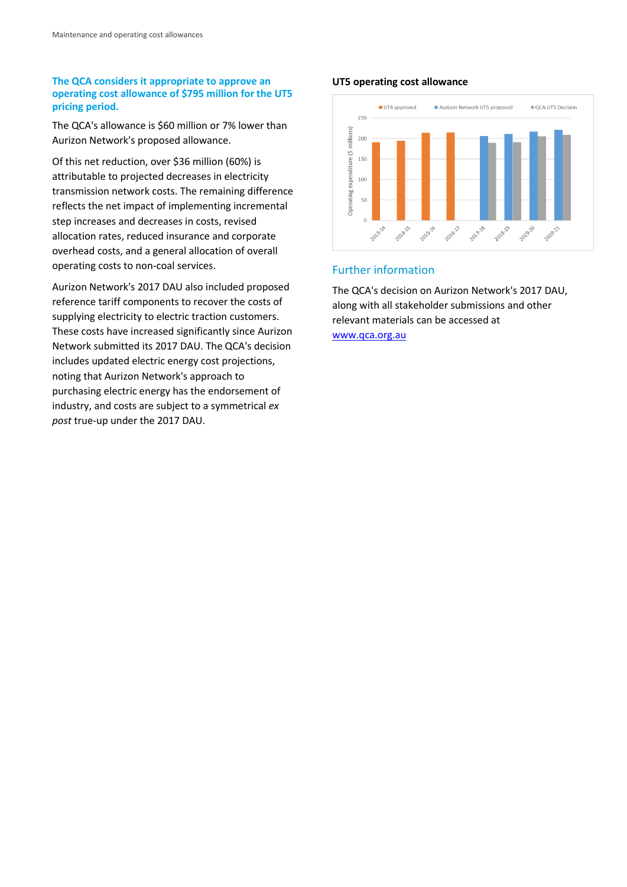**The QCA considers it appropriate to approve an operating cost allowance of $795 million for the UT5 pricing period.**

The QCA's allowance is $60 million or 7% lower than Aurizon Network's proposed allowance.

Of this net reduction, over $36 million (60%) is attributable to projected decreases in electricity transmission network costs. The remaining difference reflects the net impact of implementing incremental step increases and decreases in costs, revised allocation rates, reduced insurance and corporate overhead costs, and a general allocation of overall operating costs to non-coal services.

Aurizon Network's 2017 DAU also included proposed reference tariff components to recover the costs of supplying electricity to electric traction customers. These costs have increased significantly since Aurizon Network submitted its 2017 DAU. The QCA's decision includes updated electric energy cost projections, noting that Aurizon Network's approach to purchasing electric energy has the endorsement of industry, and costs are subject to a symmetrical *ex post* true-up under the 2017 DAU.

**UT5 operating cost allowance**

UT4 approved
Aurizon Network UT5 proposed
QCA UT5 Decision

Operating expenditure ($ millions)

250
200
150
100
50
0

2013-14
2014-15
2015-16
2016-17
2017-18
2018-19
2019-20
2020-21

## Further information

The QCA's decision on Aurizon Network's 2017 DAU, along with all stakeholder submissions and other relevant materials can be accessed at www.qca.org.au